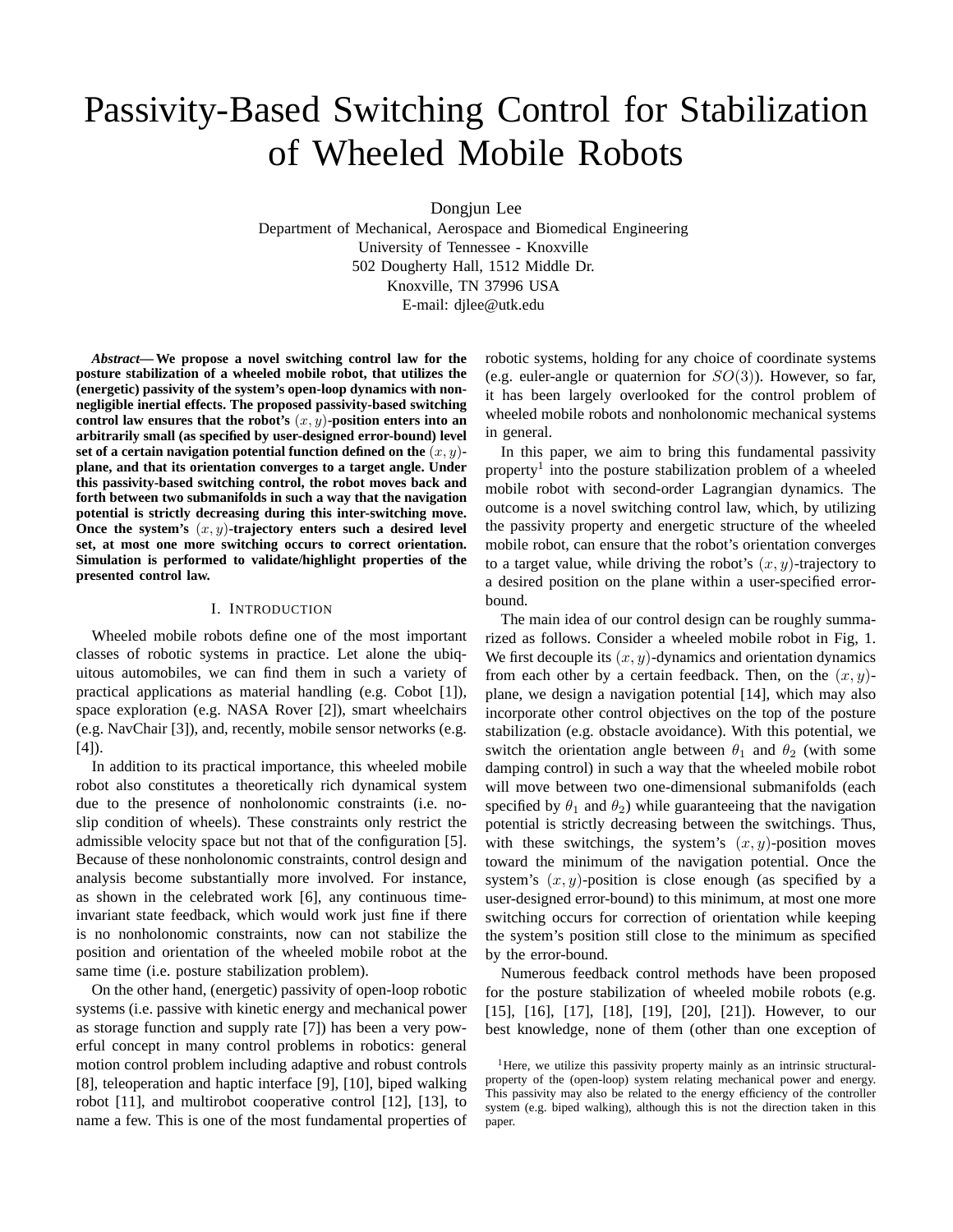# Passivity-Based Switching Control for Stabilization of Wheeled Mobile Robots

Dongjun Lee
Department of Mechanical, Aerospace and Biomedical Engineering
University of Tennessee - Knoxville
502 Dougherty Hall, 1512 Middle Dr.
Knoxville, TN 37996 USA
E-mail: djlee@utk.edu

***Abstract*— We propose a novel switching control law for the posture stabilization of a wheeled mobile robot, that utilizes the (energetic) passivity of the system's open-loop dynamics with non-negligible inertial effects. The proposed passivity-based switching control law ensures that the robot's $(x, y)$-position enters into an arbitrarily small (as specified by user-designed error-bound) level set of a certain navigation potential function defined on the $(x, y)$-plane, and that its orientation converges to a target angle. Under this passivity-based switching control, the robot moves back and forth between two submanifolds in such a way that the navigation potential is strictly decreasing during this inter-switching move. Once the system's $(x, y)$-trajectory enters such a desired level set, at most one more switching occurs to correct orientation. Simulation is performed to validate/highlight properties of the presented control law.**

## I. Introduction

Wheeled mobile robots define one of the most important classes of robotic systems in practice. Let alone the ubiquitous automobiles, we can find them in such a variety of practical applications as material handling (e.g. Cobot [1]), space exploration (e.g. NASA Rover [2]), smart wheelchairs (e.g. NavChair [3]), and, recently, mobile sensor networks (e.g. [4]).

In addition to its practical importance, this wheeled mobile robot also constitutes a theoretically rich dynamical system due to the presence of nonholonomic constraints (i.e. no-slip condition of wheels). These constraints only restrict the admissible velocity space but not that of the configuration [5]. Because of these nonholonomic constraints, control design and analysis become substantially more involved. For instance, as shown in the celebrated work [6], any continuous time-invariant state feedback, which would work just fine if there is no nonholonomic constraints, now can not stabilize the position and orientation of the wheeled mobile robot at the same time (i.e. posture stabilization problem).

On the other hand, (energetic) passivity of open-loop robotic systems (i.e. passive with kinetic energy and mechanical power as storage function and supply rate [7]) has been a very powerful concept in many control problems in robotics: general motion control problem including adaptive and robust controls [8], teleoperation and haptic interface [9], [10], biped walking robot [11], and multirobot cooperative control [12], [13], to name a few. This is one of the most fundamental properties of robotic systems, holding for any choice of coordinate systems (e.g. euler-angle or quaternion for $SO(3)$). However, so far, it has been largely overlooked for the control problem of wheeled mobile robots and nonholonomic mechanical systems in general.

In this paper, we aim to bring this fundamental passivity property[1] into the posture stabilization problem of a wheeled mobile robot with second-order Lagrangian dynamics. The outcome is a novel switching control law, which, by utilizing the passivity property and energetic structure of the wheeled mobile robot, can ensure that the robot's orientation converges to a target value, while driving the robot's $(x, y)$-trajectory to a desired position on the plane within a user-specified error-bound.

The main idea of our control design can be roughly summarized as follows. Consider a wheeled mobile robot in Fig, 1. We first decouple its $(x, y)$-dynamics and orientation dynamics from each other by a certain feedback. Then, on the $(x, y)$-plane, we design a navigation potential [14], which may also incorporate other control objectives on the top of the posture stabilization (e.g. obstacle avoidance). With this potential, we switch the orientation angle between $\theta_1$ and $\theta_2$ (with some damping control) in such a way that the wheeled mobile robot will move between two one-dimensional submanifolds (each specified by $\theta_1$ and $\theta_2$) while guaranteeing that the navigation potential is strictly decreasing between the switchings. Thus, with these switchings, the system's $(x, y)$-position moves toward the minimum of the navigation potential. Once the system's $(x, y)$-position is close enough (as specified by a user-designed error-bound) to this minimum, at most one more switching occurs for correction of orientation while keeping the system's position still close to the minimum as specified by the error-bound.

Numerous feedback control methods have been proposed for the posture stabilization of wheeled mobile robots (e.g. [15], [16], [17], [18], [19], [20], [21]). However, to our best knowledge, none of them (other than one exception of

[1] Here, we utilize this passivity property mainly as an intrinsic structural-property of the (open-loop) system relating mechanical power and energy. This passivity may also be related to the energy efficiency of the controller system (e.g. biped walking), although this is not the direction taken in this paper.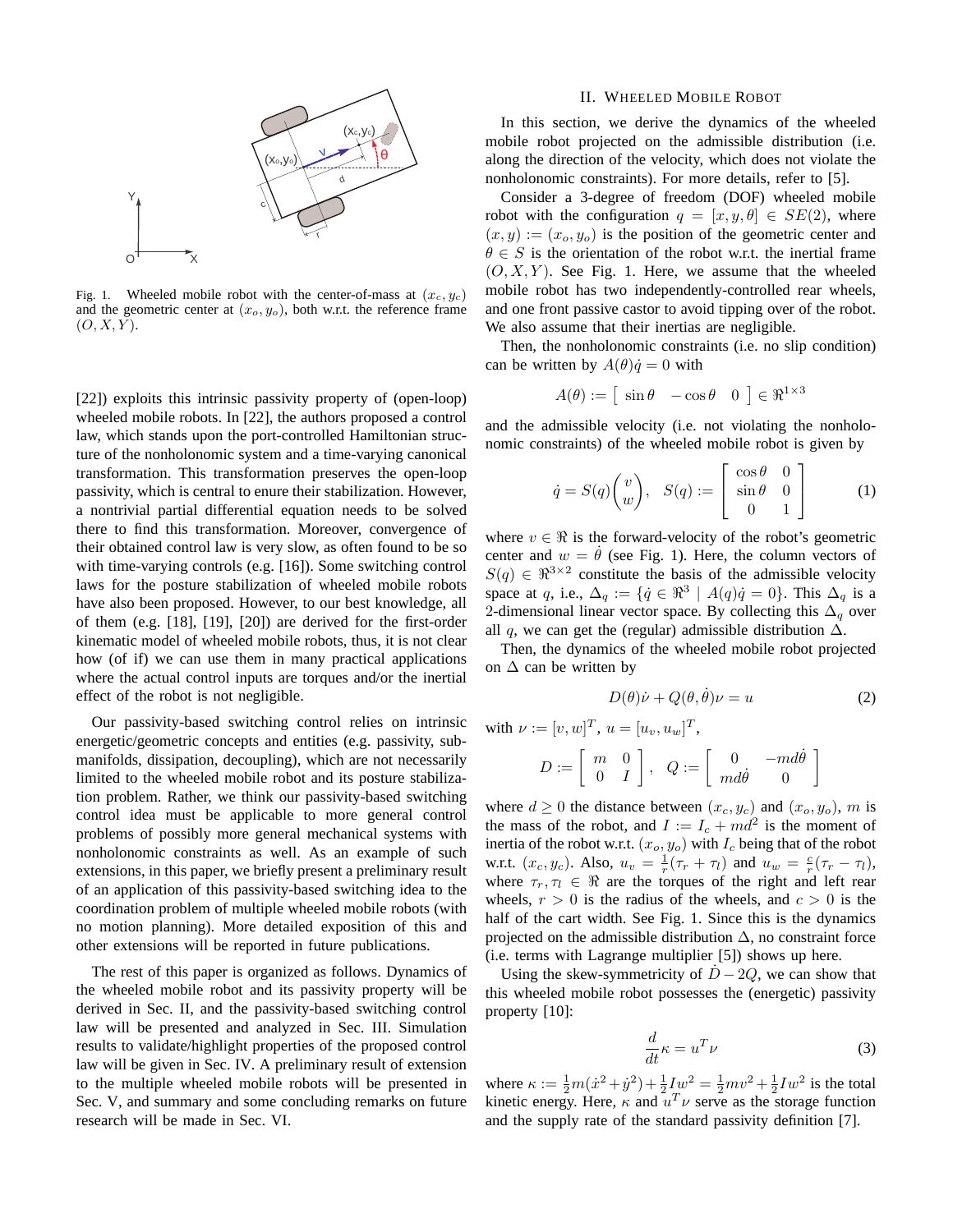Fig. 1. Wheeled mobile robot with the center-of-mass at $(x_c, y_c)$ and the geometric center at $(x_o, y_o)$, both w.r.t. the reference frame $(O, X, Y)$.

[22]) exploits this intrinsic passivity property of (open-loop) wheeled mobile robots. In [22], the authors proposed a control law, which stands upon the port-controlled Hamiltonian structure of the nonholonomic system and a time-varying canonical transformation. This transformation preserves the open-loop passivity, which is central to enure their stabilization. However, a nontrivial partial differential equation needs to be solved there to find this transformation. Moreover, convergence of their obtained control law is very slow, as often found to be so with time-varying controls (e.g. [16]). Some switching control laws for the posture stabilization of wheeled mobile robots have also been proposed. However, to our best knowledge, all of them (e.g. [18], [19], [20]) are derived for the first-order kinematic model of wheeled mobile robots, thus, it is not clear how (of if) we can use them in many practical applications where the actual control inputs are torques and/or the inertial effect of the robot is not negligible.

Our passivity-based switching control relies on intrinsic energetic/geometric concepts and entities (e.g. passivity, submanifolds, dissipation, decoupling), which are not necessarily limited to the wheeled mobile robot and its posture stabilization problem. Rather, we think our passivity-based switching control idea must be applicable to more general control problems of possibly more general mechanical systems with nonholonomic constraints as well. As an example of such extensions, in this paper, we briefly present a preliminary result of an application of this passivity-based switching idea to the coordination problem of multiple wheeled mobile robots (with no motion planning). More detailed exposition of this and other extensions will be reported in future publications.

The rest of this paper is organized as follows. Dynamics of the wheeled mobile robot and its passivity property will be derived in Sec. II, and the passivity-based switching control law will be presented and analyzed in Sec. III. Simulation results to validate/highlight properties of the proposed control law will be given in Sec. IV. A preliminary result of extension to the multiple wheeled mobile robots will be presented in Sec. V, and summary and some concluding remarks on future research will be made in Sec. VI.

## II. Wheeled Mobile Robot

In this section, we derive the dynamics of the wheeled mobile robot projected on the admissible distribution (i.e. along the direction of the velocity, which does not violate the nonholonomic constraints). For more details, refer to [5].

Consider a 3-degree of freedom (DOF) wheeled mobile robot with the configuration $q = [x, y, \theta] \in SE(2)$, where $(x, y) := (x_o, y_o)$ is the position of the geometric center and $\theta \in S$ is the orientation of the robot w.r.t. the inertial frame $(O, X, Y)$. See Fig. 1. Here, we assume that the wheeled mobile robot has two independently-controlled rear wheels, and one front passive castor to avoid tipping over of the robot. We also assume that their inertias are negligible.

Then, the nonholonomic constraints (i.e. no slip condition) can be written by $A(\theta)\dot{q} = 0$ with

$$A(\theta) := \begin{bmatrix} \sin\theta & -\cos\theta & 0 \end{bmatrix} \in \Re^{1\times 3}$$

and the admissible velocity (i.e. not violating the nonholonomic constraints) of the wheeled mobile robot is given by

$$\dot{q} = S(q)\begin{pmatrix} v \\ w \end{pmatrix}, \quad S(q) := \begin{bmatrix} \cos\theta & 0 \\ \sin\theta & 0 \\ 0 & 1 \end{bmatrix} \tag{1}$$

where $v \in \Re$ is the forward-velocity of the robot's geometric center and $w = \dot{\theta}$ (see Fig. 1). Here, the column vectors of $S(q) \in \Re^{3\times 2}$ constitute the basis of the admissible velocity space at $q$, i.e., $\Delta_q := \{\dot{q} \in \Re^3 \mid A(q)\dot{q} = 0\}$. This $\Delta_q$ is a 2-dimensional linear vector space. By collecting this $\Delta_q$ over all $q$, we can get the (regular) admissible distribution $\Delta$.

Then, the dynamics of the wheeled mobile robot projected on $\Delta$ can be written by

$$D(\theta)\dot{\nu} + Q(\theta, \dot{\theta})\nu = u \tag{2}$$

with $\nu := [v, w]^T$, $u = [u_v, u_w]^T$,

$$D := \begin{bmatrix} m & 0 \\ 0 & I \end{bmatrix}, \quad Q := \begin{bmatrix} 0 & -md\dot{\theta} \\ md\dot{\theta} & 0 \end{bmatrix}$$

where $d \geq 0$ the distance between $(x_c, y_c)$ and $(x_o, y_o)$, $m$ is the mass of the robot, and $I := I_c + md^2$ is the moment of inertia of the robot w.r.t. $(x_o, y_o)$ with $I_c$ being that of the robot w.r.t. $(x_c, y_c)$. Also, $u_v = \frac{1}{r}(\tau_r + \tau_l)$ and $u_w = \frac{c}{r}(\tau_r - \tau_l)$, where $\tau_r, \tau_l \in \Re$ are the torques of the right and left rear wheels, $r > 0$ is the radius of the wheels, and $c > 0$ is the half of the cart width. See Fig. 1. Since this is the dynamics projected on the admissible distribution $\Delta$, no constraint force (i.e. terms with Lagrange multiplier [5]) shows up here.

Using the skew-symmetricity of $\dot{D} - 2Q$, we can show that this wheeled mobile robot possesses the (energetic) passivity property [10]:

$$\frac{d}{dt}\kappa = u^T\nu \tag{3}$$

where $\kappa := \frac{1}{2}m(\dot{x}^2 + \dot{y}^2) + \frac{1}{2}Iw^2 = \frac{1}{2}mv^2 + \frac{1}{2}Iw^2$ is the total kinetic energy. Here, $\kappa$ and $u^T\nu$ serve as the storage function and the supply rate of the standard passivity definition [7].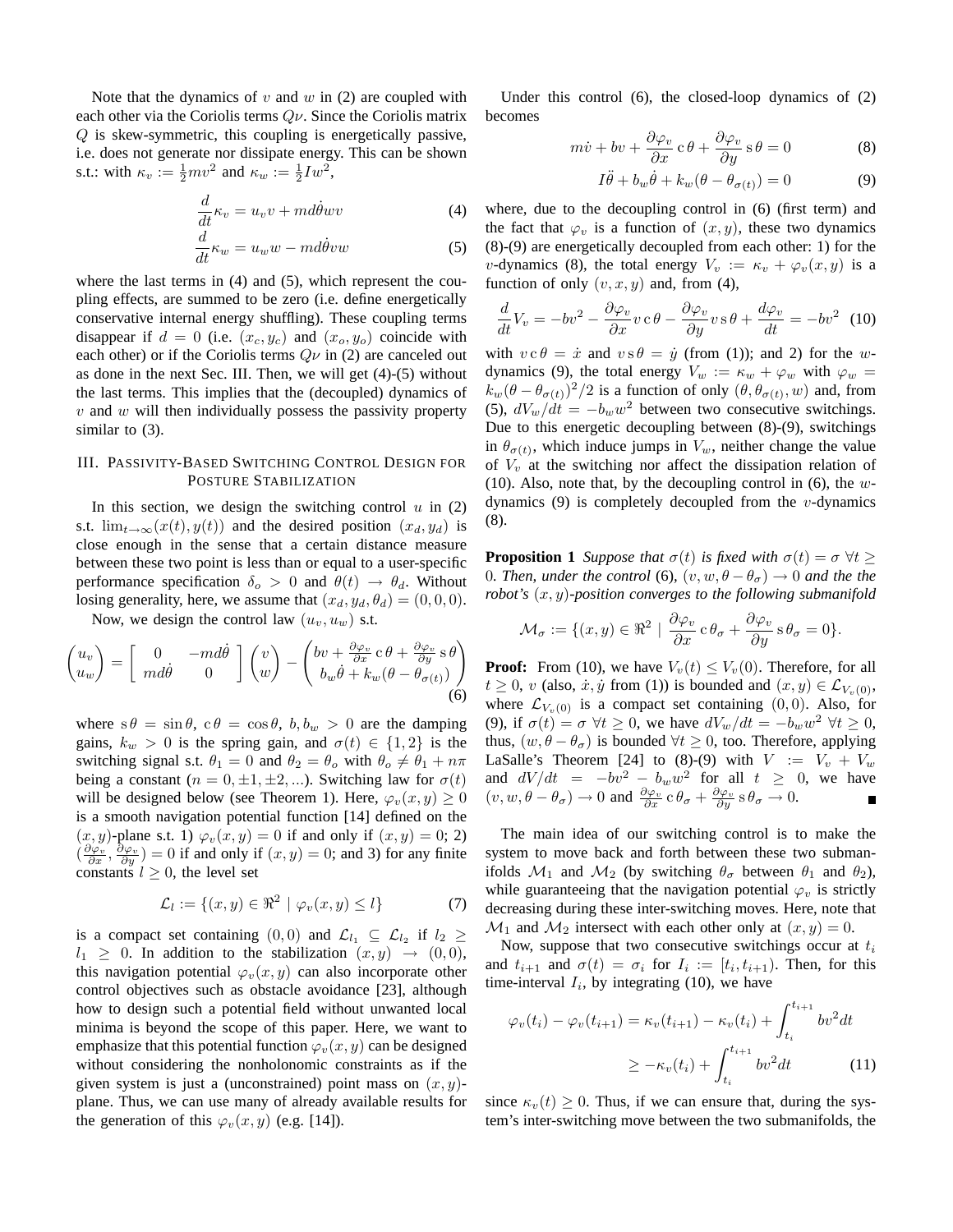Note that the dynamics of $v$ and $w$ in (2) are coupled with each other via the Coriolis terms $Q\nu$. Since the Coriolis matrix $Q$ is skew-symmetric, this coupling is energetically passive, i.e. does not generate nor dissipate energy. This can be shown s.t.: with $\kappa_v := \frac{1}{2}mv^2$ and $\kappa_w := \frac{1}{2}Iw^2$,

$$\frac{d}{dt}\kappa_v = u_v v + md\dot{\theta}wv \tag{4}$$

$$\frac{d}{dt}\kappa_w = u_w w - md\dot{\theta}vw \tag{5}$$

where the last terms in (4) and (5), which represent the coupling effects, are summed to be zero (i.e. define energetically conservative internal energy shuffling). These coupling terms disappear if $d = 0$ (i.e. $(x_c, y_c)$ and $(x_o, y_o)$ coincide with each other) or if the Coriolis terms $Q\nu$ in (2) are canceled out as done in the next Sec. III. Then, we will get (4)-(5) without the last terms. This implies that the (decoupled) dynamics of $v$ and $w$ will then individually possess the passivity property similar to (3).

## III. Passivity-Based Switching Control Design for Posture Stabilization

In this section, we design the switching control $u$ in (2) s.t. $\lim_{t\to\infty}(x(t), y(t))$ and the desired position $(x_d, y_d)$ is close enough in the sense that a certain distance measure between these two point is less than or equal to a user-specific performance specification $\delta_o > 0$ and $\theta(t) \to \theta_d$. Without losing generality, here, we assume that $(x_d, y_d, \theta_d) = (0, 0, 0)$.

Now, we design the control law $(u_v, u_w)$ s.t.

$$\begin{pmatrix} u_v \\ u_w \end{pmatrix} = \begin{bmatrix} 0 & -md\dot{\theta} \\ md\dot{\theta} & 0 \end{bmatrix} \begin{pmatrix} v \\ w \end{pmatrix} - \begin{pmatrix} bv + \frac{\partial \varphi_v}{\partial x}\,\mathrm{c}\,\theta + \frac{\partial \varphi_v}{\partial y}\,\mathrm{s}\,\theta \\ b_w\dot{\theta} + k_w(\theta - \theta_{\sigma(t)}) \end{pmatrix} \tag{6}$$

where $\mathrm{s}\,\theta = \sin\theta$, $\mathrm{c}\,\theta = \cos\theta$, $b, b_w > 0$ are the damping gains, $k_w > 0$ is the spring gain, and $\sigma(t) \in \{1, 2\}$ is the switching signal s.t. $\theta_1 = 0$ and $\theta_2 = \theta_o$ with $\theta_o \neq \theta_1 + n\pi$ being a constant ($n = 0, \pm 1, \pm 2, ...$). Switching law for $\sigma(t)$ will be designed below (see Theorem 1). Here, $\varphi_v(x, y) \geq 0$ is a smooth navigation potential function [14] defined on the $(x, y)$-plane s.t. 1) $\varphi_v(x, y) = 0$ if and only if $(x, y) = 0$; 2) $(\frac{\partial \varphi_v}{\partial x}, \frac{\partial \varphi_v}{\partial y}) = 0$ if and only if $(x, y) = 0$; and 3) for any finite constants $l \geq 0$, the level set

$$\mathcal{L}_l := \{(x, y) \in \Re^2 \mid \varphi_v(x, y) \leq l\} \tag{7}$$

is a compact set containing $(0, 0)$ and $\mathcal{L}_{l_1} \subseteq \mathcal{L}_{l_2}$ if $l_2 \geq l_1 \geq 0$. In addition to the stabilization $(x, y) \to (0, 0)$, this navigation potential $\varphi_v(x, y)$ can also incorporate other control objectives such as obstacle avoidance [23], although how to design such a potential field without unwanted local minima is beyond the scope of this paper. Here, we want to emphasize that this potential function $\varphi_v(x, y)$ can be designed without considering the nonholonomic constraints as if the given system is just a (unconstrained) point mass on $(x, y)$-plane. Thus, we can use many of already available results for the generation of this $\varphi_v(x, y)$ (e.g. [14]).

Under this control (6), the closed-loop dynamics of (2) becomes

$$m\dot{v} + bv + \frac{\partial \varphi_v}{\partial x}\,\mathrm{c}\,\theta + \frac{\partial \varphi_v}{\partial y}\,\mathrm{s}\,\theta = 0 \tag{8}$$

$$I\ddot{\theta} + b_w\dot{\theta} + k_w(\theta - \theta_{\sigma(t)}) = 0 \tag{9}$$

where, due to the decoupling control in (6) (first term) and the fact that $\varphi_v$ is a function of $(x, y)$, these two dynamics (8)-(9) are energetically decoupled from each other: 1) for the $v$-dynamics (8), the total energy $V_v := \kappa_v + \varphi_v(x, y)$ is a function of only $(v, x, y)$ and, from (4),

$$\frac{d}{dt}V_v = -bv^2 - \frac{\partial \varphi_v}{\partial x}v\,\mathrm{c}\,\theta - \frac{\partial \varphi_v}{\partial y}v\,\mathrm{s}\,\theta + \frac{d\varphi_v}{dt} = -bv^2 \tag{10}$$

with $v\,\mathrm{c}\,\theta = \dot{x}$ and $v\,\mathrm{s}\,\theta = \dot{y}$ (from (1)); and 2) for the $w$-dynamics (9), the total energy $V_w := \kappa_w + \varphi_w$ with $\varphi_w = k_w(\theta - \theta_{\sigma(t)})^2/2$ is a function of only $(\theta, \theta_{\sigma(t)}, w)$ and, from (5), $dV_w/dt = -b_w w^2$ between two consecutive switchings. Due to this energetic decoupling between (8)-(9), switchings in $\theta_{\sigma(t)}$, which induce jumps in $V_w$, neither change the value of $V_v$ at the switching nor affect the dissipation relation of (10). Also, note that, by the decoupling control in (6), the $w$-dynamics (9) is completely decoupled from the $v$-dynamics (8).

**Proposition 1** *Suppose that $\sigma(t)$ is fixed with $\sigma(t) = \sigma$ $\forall t \geq 0$. Then, under the control (6), $(v, w, \theta - \theta_\sigma) \to 0$ and the the robot's $(x, y)$-position converges to the following submanifold*

$$\mathcal{M}_\sigma := \{(x, y) \in \Re^2 \mid \frac{\partial \varphi_v}{\partial x}\,\mathrm{c}\,\theta_\sigma + \frac{\partial \varphi_v}{\partial y}\,\mathrm{s}\,\theta_\sigma = 0\}.$$

**Proof:** From (10), we have $V_v(t) \leq V_v(0)$. Therefore, for all $t \geq 0$, $v$ (also, $\dot{x}, \dot{y}$ from (1)) is bounded and $(x, y) \in \mathcal{L}_{V_v(0)}$, where $\mathcal{L}_{V_v(0)}$ is a compact set containing $(0, 0)$. Also, for (9), if $\sigma(t) = \sigma$ $\forall t \geq 0$, we have $dV_w/dt = -b_w w^2$ $\forall t \geq 0$, thus, $(w, \theta - \theta_\sigma)$ is bounded $\forall t \geq 0$, too. Therefore, applying LaSalle's Theorem [24] to (8)-(9) with $V := V_v + V_w$ and $dV/dt = -bv^2 - b_w w^2$ for all $t \geq 0$, we have $(v, w, \theta - \theta_\sigma) \to 0$ and $\frac{\partial \varphi_v}{\partial x}\,\mathrm{c}\,\theta_\sigma + \frac{\partial \varphi_v}{\partial y}\,\mathrm{s}\,\theta_\sigma \to 0$. ■

The main idea of our switching control is to make the system to move back and forth between these two submanifolds $\mathcal{M}_1$ and $\mathcal{M}_2$ (by switching $\theta_\sigma$ between $\theta_1$ and $\theta_2$), while guaranteeing that the navigation potential $\varphi_v$ is strictly decreasing during these inter-switching moves. Here, note that $\mathcal{M}_1$ and $\mathcal{M}_2$ intersect with each other only at $(x, y) = 0$.

Now, suppose that two consecutive switchings occur at $t_i$ and $t_{i+1}$ and $\sigma(t) = \sigma_i$ for $I_i := [t_i, t_{i+1})$. Then, for this time-interval $I_i$, by integrating (10), we have

$$\begin{aligned} \varphi_v(t_i) - \varphi_v(t_{i+1}) &= \kappa_v(t_{i+1}) - \kappa_v(t_i) + \int_{t_i}^{t_{i+1}} bv^2 dt \\ &\geq -\kappa_v(t_i) + \int_{t_i}^{t_{i+1}} bv^2 dt \end{aligned} \tag{11}$$

since $\kappa_v(t) \geq 0$. Thus, if we can ensure that, during the system's inter-switching move between the two submanifolds, the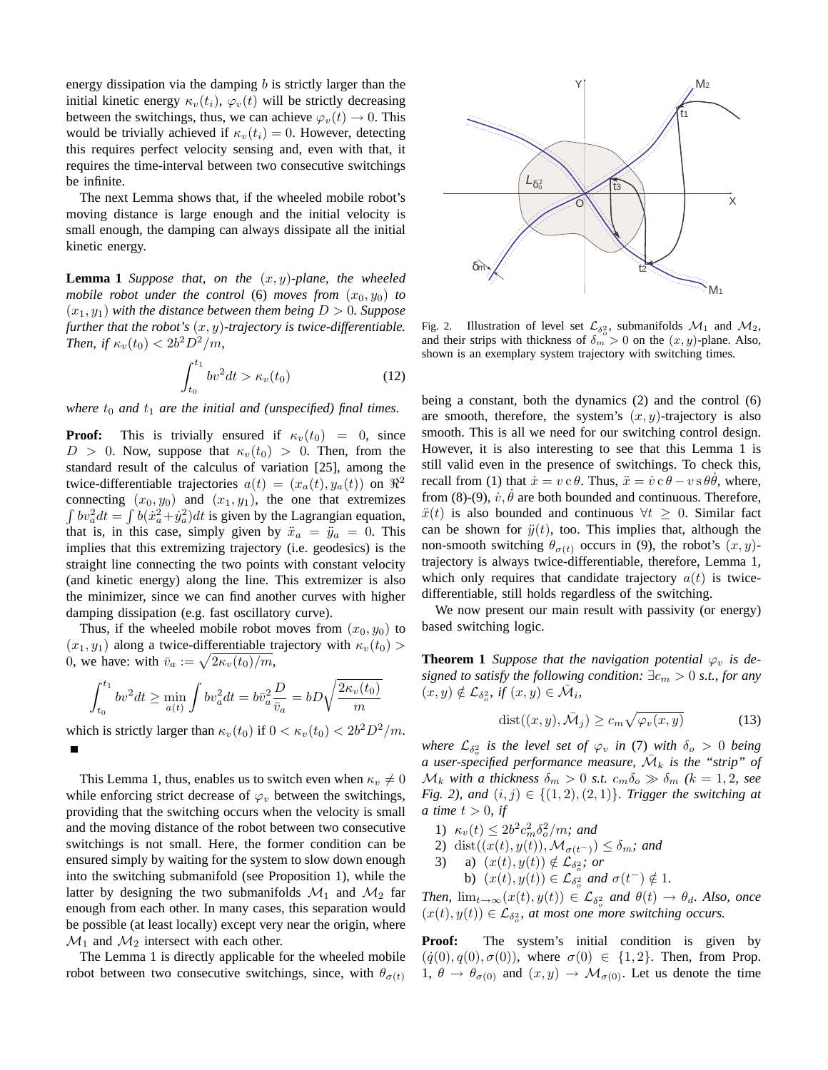energy dissipation via the damping $b$ is strictly larger than the initial kinetic energy $\kappa_v(t_i)$, $\varphi_v(t)$ will be strictly decreasing between the switchings, thus, we can achieve $\varphi_v(t) \to 0$. This would be trivially achieved if $\kappa_v(t_i) = 0$. However, detecting this requires perfect velocity sensing and, even with that, it requires the time-interval between two consecutive switchings be infinite.

The next Lemma shows that, if the wheeled mobile robot's moving distance is large enough and the initial velocity is small enough, the damping can always dissipate all the initial kinetic energy.

**Lemma 1** *Suppose that, on the $(x, y)$-plane, the wheeled mobile robot under the control* (6) *moves from $(x_0, y_0)$ to $(x_1, y_1)$ with the distance between them being $D > 0$. Suppose further that the robot's $(x, y)$-trajectory is twice-differentiable. Then, if $\kappa_v(t_0) < 2b^2D^2/m$,*

$$\int_{t_0}^{t_1} bv^2 dt > \kappa_v(t_0) \tag{12}$$

*where $t_0$ and $t_1$ are the initial and (unspecified) final times.*

**Proof:** This is trivially ensured if $\kappa_v(t_0) = 0$, since $D > 0$. Now, suppose that $\kappa_v(t_0) > 0$. Then, from the standard result of the calculus of variation [25], among the twice-differentiable trajectories $a(t) = (x_a(t), y_a(t))$ on $\Re^2$ connecting $(x_0, y_0)$ and $(x_1, y_1)$, the one that extremizes $\int bv_a^2 dt = \int b(\dot{x}_a^2 + \dot{y}_a^2)dt$ is given by the Lagrangian equation, that is, in this case, simply given by $\ddot{x}_a = \ddot{y}_a = 0$. This implies that this extremizing trajectory (i.e. geodesics) is the straight line connecting the two points with constant velocity (and kinetic energy) along the line. This extremizer is also the minimizer, since we can find another curves with higher damping dissipation (e.g. fast oscillatory curve).

Thus, if the wheeled mobile robot moves from $(x_0, y_0)$ to $(x_1, y_1)$ along a twice-differentiable trajectory with $\kappa_v(t_0) > 0$, we have: with $\bar{v}_a := \sqrt{2\kappa_v(t_0)/m}$,

$$\int_{t_0}^{t_1} bv^2 dt \geq \min_{a(t)} \int bv_a^2 dt = b\bar{v}_a^2 \frac{D}{\bar{v}_a} = bD\sqrt{\frac{2\kappa_v(t_0)}{m}}$$

which is strictly larger than $\kappa_v(t_0)$ if $0 < \kappa_v(t_0) < 2b^2D^2/m$. ■

This Lemma 1, thus, enables us to switch even when $\kappa_v \neq 0$ while enforcing strict decrease of $\varphi_v$ between the switchings, providing that the switching occurs when the velocity is small and the moving distance of the robot between two consecutive switchings is not small. Here, the former condition can be ensured simply by waiting for the system to slow down enough into the switching submanifold (see Proposition 1), while the latter by designing the two submanifolds $\mathcal{M}_1$ and $\mathcal{M}_2$ far enough from each other. In many cases, this separation would be possible (at least locally) except very near the origin, where $\mathcal{M}_1$ and $\mathcal{M}_2$ intersect with each other.

The Lemma 1 is directly applicable for the wheeled mobile robot between two consecutive switchings, since, with $\theta_{\sigma(t)}$ being a constant, both the dynamics (2) and the control (6) are smooth, therefore, the system's $(x, y)$-trajectory is also smooth. This is all we need for our switching control design. However, it is also interesting to see that this Lemma 1 is still valid even in the presence of switchings. To check this, recall from (1) that $\dot{x} = v\,\mathrm{c}\,\theta$. Thus, $\ddot{x} = \dot{v}\,\mathrm{c}\,\theta - v\,\mathrm{s}\,\theta\dot{\theta}$, where, from (8)-(9), $\dot{v}, \dot{\theta}$ are both bounded and continuous. Therefore, $\ddot{x}(t)$ is also bounded and continuous $\forall t \geq 0$. Similar fact can be shown for $\ddot{y}(t)$, too. This implies that, although the non-smooth switching $\theta_{\sigma(t)}$ occurs in (9), the robot's $(x, y)$-trajectory is always twice-differentiable, therefore, Lemma 1, which only requires that candidate trajectory $a(t)$ is twice-differentiable, still holds regardless of the switching.

We now present our main result with passivity (or energy) based switching logic.

Fig. 2. Illustration of level set $\mathcal{L}_{\delta_o^2}$, submanifolds $\mathcal{M}_1$ and $\mathcal{M}_2$, and their strips with thickness of $\delta_m > 0$ on the $(x, y)$-plane. Also, shown is an exemplary system trajectory with switching times.

**Theorem 1** *Suppose that the navigation potential $\varphi_v$ is designed to satisfy the following condition: $\exists c_m > 0$ s.t., for any $(x, y) \notin \mathcal{L}_{\delta_o^2}$, if $(x, y) \in \bar{\mathcal{M}}_i$,*

$$\mathrm{dist}((x, y), \bar{\mathcal{M}}_j) \geq c_m\sqrt{\varphi_v(x, y)} \tag{13}$$

*where $\mathcal{L}_{\delta_o^2}$ is the level set of $\varphi_v$ in* (7) *with $\delta_o > 0$ being a user-specified performance measure, $\bar{\mathcal{M}}_k$ is the "strip" of $\mathcal{M}_k$ with a thickness $\delta_m > 0$ s.t. $c_m\delta_o \gg \delta_m$ ($k = 1, 2$, see Fig. 2), and $(i, j) \in \{(1, 2), (2, 1)\}$. Trigger the switching at a time $t > 0$, if*

1) *$\kappa_v(t) \leq 2b^2c_m^2\delta_o^2/m$; and*
2) *$\mathrm{dist}((x(t), y(t)), \mathcal{M}_{\sigma(t^-)}) \leq \delta_m$; and*
3) a) *$(x(t), y(t)) \notin \mathcal{L}_{\delta_o^2}$; or*
   b) *$(x(t), y(t)) \in \mathcal{L}_{\delta_o^2}$ and $\sigma(t^-) \notin 1$.*

*Then, $\lim_{t\to\infty}(x(t), y(t)) \in \mathcal{L}_{\delta_o^2}$ and $\theta(t) \to \theta_d$. Also, once $(x(t), y(t)) \in \mathcal{L}_{\delta_o^2}$, at most one more switching occurs.*

**Proof:** The system's initial condition is given by $(\dot{q}(0), q(0), \sigma(0))$, where $\sigma(0) \in \{1, 2\}$. Then, from Prop. 1, $\theta \to \theta_{\sigma(0)}$ and $(x, y) \to \mathcal{M}_{\sigma(0)}$. Let us denote the time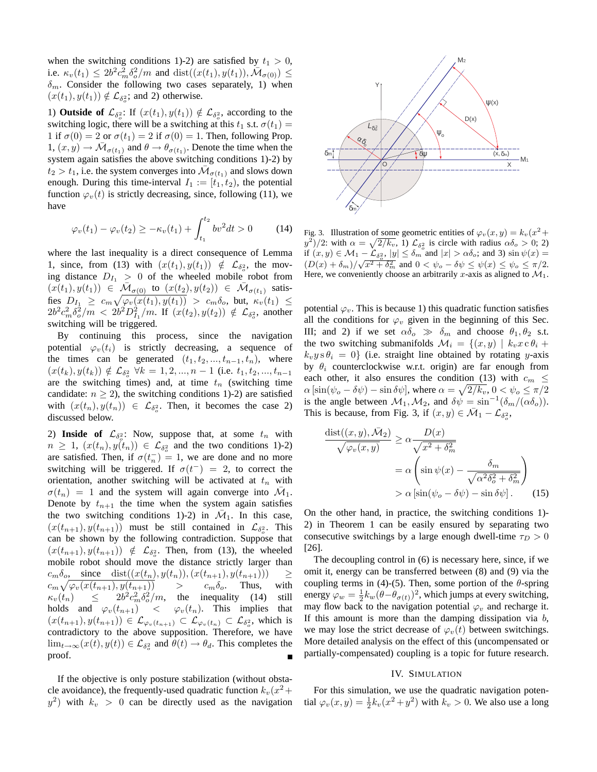when the switching conditions 1)-2) are satisfied by $t_1 > 0$, i.e. $\kappa_v(t_1) \leq 2b^2 c_m^2 \delta_o^2/m$ and $\text{dist}((x(t_1), y(t_1)), \bar{\mathcal{M}}_{\sigma(0)}) \leq \delta_m$. Consider the following two cases separately, 1) when $(x(t_1), y(t_1)) \notin \mathcal{L}_{\delta_o^2}$; and 2) otherwise.

1) **Outside of** $\mathcal{L}_{\delta_o^2}$: If $(x(t_1), y(t_1)) \notin \mathcal{L}_{\delta_o^2}$, according to the switching logic, there will be a switching at this $t_1$ s.t. $\sigma(t_1) = 1$ if $\sigma(0) = 2$ or $\sigma(t_1) = 2$ if $\sigma(0) = 1$. Then, following Prop. 1, $(x, y) \to \bar{\mathcal{M}}_{\sigma(t_1)}$ and $\theta \to \theta_{\sigma(t_1)}$. Denote the time when the system again satisfies the above switching conditions 1)-2) by $t_2 > t_1$, i.e. the system converges into $\bar{\mathcal{M}}_{\sigma(t_1)}$ and slows down enough. During this time-interval $I_1 := [t_1, t_2)$, the potential function $\varphi_v(t)$ is strictly decreasing, since, following (11), we have

$$\varphi_v(t_1) - \varphi_v(t_2) \geq -\kappa_v(t_1) + \int_{t_1}^{t_2} bv^2 dt > 0 \qquad (14)$$

where the last inequality is a direct consequence of Lemma 1, since, from (13) with $(x(t_1), y(t_1)) \notin \mathcal{L}_{\delta_o^2}$, the moving distance $D_{I_1} > 0$ of the wheeled mobile robot from $(x(t_1), y(t_1)) \in \bar{\mathcal{M}}_{\sigma(0)}$ to $(x(t_2), y(t_2)) \in \bar{\mathcal{M}}_{\sigma(t_1)}$ satisfies $D_{I_1} \geq c_m \sqrt{\varphi_v(x(t_1), y(t_1))} > c_m \delta_o$, but, $\kappa_v(t_1) \leq 2b^2 c_m^2 \delta_o^2/m < 2b^2 D_{I_1}^2/m$. If $(x(t_2), y(t_2)) \notin \mathcal{L}_{\delta_o^2}$, another switching will be triggered.

By continuing this process, since the navigation potential $\varphi_v(t_i)$ is strictly decreasing, a sequence of the times can be generated $(t_1, t_2, ..., t_{n-1}, t_n)$, where $(x(t_k), y(t_k)) \notin \mathcal{L}_{\delta_o^2}$ $\forall k = 1, 2, ..., n-1$ (i.e. $t_1, t_2, ..., t_{n-1}$ are the switching times) and, at time $t_n$ (switching time candidate: $n \geq 2$), the switching conditions 1)-2) are satisfied with $(x(t_n), y(t_n)) \in \mathcal{L}_{\delta_o^2}$. Then, it becomes the case 2) discussed below.

2) **Inside of** $\mathcal{L}_{\delta_o^2}$: Now, suppose that, at some $t_n$ with $n \geq 1$, $(x(t_n), y(t_n)) \in \mathcal{L}_{\delta_o^2}$ and the two conditions 1)-2) are satisfied. Then, if $\sigma(t_n^-) = 1$, we are done and no more switching will be triggered. If $\sigma(t^-) = 2$, to correct the orientation, another switching will be activated at $t_n$ with $\sigma(t_n) = 1$ and the system will again converge into $\bar{\mathcal{M}}_1$. Denote by $t_{n+1}$ the time when the system again satisfies the two switching conditions 1)-2) in $\bar{\mathcal{M}}_1$. In this case, $(x(t_{n+1}), y(t_{n+1}))$ must be still contained in $\mathcal{L}_{\delta_o^2}$. This can be shown by the following contradiction. Suppose that $(x(t_{n+1}), y(t_{n+1})) \notin \mathcal{L}_{\delta_o^2}$. Then, from (13), the wheeled mobile robot should move the distance strictly larger than $c_m \delta_o$, since $\text{dist}((x(t_n), y(t_n)), (x(t_{n+1}), y(t_{n+1}))) \geq c_m \sqrt{\varphi_v(x(t_{n+1}), y(t_{n+1}))} > c_m \delta_o$. Thus, with $\kappa_v(t_n) \leq 2b^2 c_m^2 \delta_o^2/m$, the inequality (14) still holds and $\varphi_v(t_{n+1}) < \varphi_v(t_n)$. This implies that $(x(t_{n+1}), y(t_{n+1})) \in \mathcal{L}_{\varphi_v(t_{n+1})} \subset \mathcal{L}_{\varphi_v(t_n)} \subset \mathcal{L}_{\delta_o^2}$, which is contradictory to the above supposition. Therefore, we have $\lim_{t \to \infty} (x(t), y(t)) \in \mathcal{L}_{\delta_o^2}$ and $\theta(t) \to \theta_d$. This completes the proof. ∎

If the objective is only posture stabilization (without obstacle avoidance), the frequently-used quadratic function $k_v(x^2 + y^2)$ with $k_v > 0$ can be directly used as the navigation potential $\varphi_v$. This is because 1) this quadratic function satisfies all the conditions for $\varphi_v$ given in the beginning of this Sec. III; and 2) if we set $\alpha\delta_o \gg \delta_m$ and choose $\theta_1, \theta_2$ s.t. the two switching submanifolds $\mathcal{M}_i = \{(x, y) \mid k_v x \,\mathrm{c}\, \theta_i + k_v y \,\mathrm{s}\, \theta_i = 0\}$ (i.e. straight line obtained by rotating $y$-axis by $\theta_i$ counterclockwise w.r.t. origin) are far enough from each other, it also ensures the condition (13) with $c_m \leq \alpha [\sin(\psi_o - \delta\psi) - \sin \delta\psi]$, where $\alpha = \sqrt{2/k_v}$, $0 < \psi_o \leq \pi/2$ is the angle between $\mathcal{M}_1, \mathcal{M}_2$, and $\delta\psi = \sin^{-1}(\delta_m/(\alpha\delta_o))$. This is because, from Fig. 3, if $(x, y) \in \bar{\mathcal{M}}_1 - \mathcal{L}_{\delta_o^2}$,

$$\begin{aligned}
\frac{\text{dist}((x, y), \bar{\mathcal{M}}_2)}{\sqrt{\varphi_v(x, y)}} &\geq \alpha \frac{D(x)}{\sqrt{x^2 + \delta_m^2}} \\
&= \alpha \left( \sin\psi(x) - \frac{\delta_m}{\sqrt{\alpha^2\delta_o^2 + \delta_m^2}} \right) \\
&> \alpha [\sin(\psi_o - \delta\psi) - \sin\delta\psi] . \qquad (15)
\end{aligned}$$

On the other hand, in practice, the switching conditions 1)-2) in Theorem 1 can be easily ensured by separating two consecutive switchings by a large enough dwell-time $\tau_D > 0$ [26].

Fig. 3. Illustration of some geometric entities of $\varphi_v(x, y) = k_v(x^2 + y^2)/2$: with $\alpha = \sqrt{2/k_v}$, 1) $\mathcal{L}_{\delta_o^2}$ is circle with radius $\alpha\delta_o > 0$; 2) if $(x, y) \in \mathcal{M}_1 - \mathcal{L}_{\delta_o^2}$, $|y| \leq \delta_m$ and $|x| > \alpha\delta_o$; and 3) $\sin\psi(x) = (D(x) + \delta_m)/\sqrt{x^2 + \delta_m^2}$ and $0 < \psi_o - \delta\psi \leq \psi(x) \leq \psi_o \leq \pi/2$. Here, we conveniently choose an arbitrarily $x$-axis as aligned to $\mathcal{M}_1$.

The decoupling control in (6) is necessary here, since, if we omit it, energy can be transferred between (8) and (9) via the coupling terms in (4)-(5). Then, some portion of the $\theta$-spring energy $\varphi_w = \frac{1}{2}k_w(\theta - \theta_{\sigma(t)})^2$, which jumps at every switching, may flow back to the navigation potential $\varphi_v$ and recharge it. If this amount is more than the damping dissipation via $b$, we may lose the strict decrease of $\varphi_v(t)$ between switchings. More detailed analysis on the effect of this (uncompensated or partially-compensated) coupling is a topic for future research.

## IV. Simulation

For this simulation, we use the quadratic navigation potential $\varphi_v(x, y) = \frac{1}{2}k_v(x^2 + y^2)$ with $k_v > 0$. We also use a long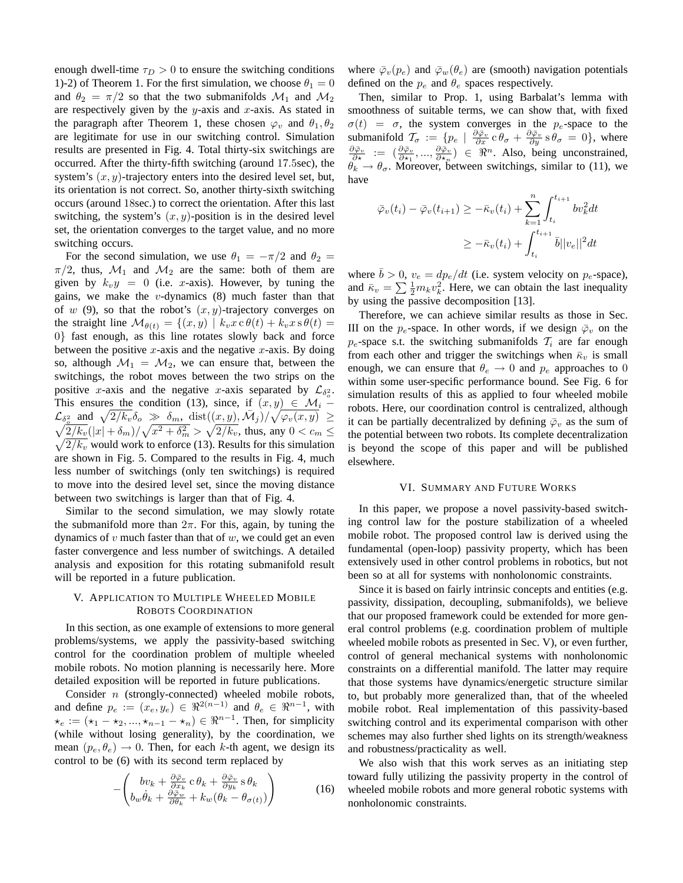enough dwell-time $\tau_D > 0$ to ensure the switching conditions 1)-2) of Theorem 1. For the first simulation, we choose $\theta_1 = 0$ and $\theta_2 = \pi/2$ so that the two submanifolds $\mathcal{M}_1$ and $\mathcal{M}_2$ are respectively given by the $y$-axis and $x$-axis. As stated in the paragraph after Theorem 1, these chosen $\varphi_v$ and $\theta_1, \theta_2$ are legitimate for use in our switching control. Simulation results are presented in Fig. 4. Total thirty-six switchings are occurred. After the thirty-fifth switching (around 17.5sec), the system's $(x, y)$-trajectory enters into the desired level set, but, its orientation is not correct. So, another thirty-sixth switching occurs (around 18sec.) to correct the orientation. After this last switching, the system's $(x, y)$-position is in the desired level set, the orientation converges to the target value, and no more switching occurs.

For the second simulation, we use $\theta_1 = -\pi/2$ and $\theta_2 = \pi/2$, thus, $\mathcal{M}_1$ and $\mathcal{M}_2$ are the same: both of them are given by $k_v y = 0$ (i.e. $x$-axis). However, by tuning the gains, we make the $v$-dynamics (8) much faster than that of $w$ (9), so that the robot's $(x, y)$-trajectory converges on the straight line $\mathcal{M}_{\theta(t)} = \{(x, y) \mid k_v x \,\mathrm{c}\,\theta(t) + k_v x \,\mathrm{s}\,\theta(t) = 0\}$ fast enough, as this line rotates slowly back and force between the positive $x$-axis and the negative $x$-axis. By doing so, although $\mathcal{M}_1 = \mathcal{M}_2$, we can ensure that, between the switchings, the robot moves between the two strips on the positive $x$-axis and the negative $x$-axis separated by $\mathcal{L}_{\delta_o^2}$. This ensures the condition (13), since, if $(x, y) \in \mathcal{M}_i - \mathcal{L}_{\delta_o^2}$ and $\sqrt{2/k_v}\delta_o \gg \delta_m$, $\mathrm{dist}((x, y), \bar{\mathcal{M}}_j)/\sqrt{\varphi_v(x, y)} \geq \sqrt{2/k_v}(|x| + \delta_m)/\sqrt{x^2 + \delta_m^2} > \sqrt{2/k_v}$, thus, any $0 < c_m \leq \sqrt{2/k_v}$ would work to enforce (13). Results for this simulation are shown in Fig. 5. Compared to the results in Fig. 4, much less number of switchings (only ten switchings) is required to move into the desired level set, since the moving distance between two switchings is larger than that of Fig. 4.

Similar to the second simulation, we may slowly rotate the submanifold more than $2\pi$. For this, again, by tuning the dynamics of $v$ much faster than that of $w$, we could get an even faster convergence and less number of switchings. A detailed analysis and exposition for this rotating submanifold result will be reported in a future publication.

## V. Application to Multiple Wheeled Mobile Robots Coordination

In this section, as one example of extensions to more general problems/systems, we apply the passivity-based switching control for the coordination problem of multiple wheeled mobile robots. No motion planning is necessarily here. More detailed exposition will be reported in future publications.

Consider $n$ (strongly-connected) wheeled mobile robots, and define $p_e := (x_e, y_e) \in \Re^{2(n-1)}$ and $\theta_e \in \Re^{n-1}$, with $\star_e := (\star_1 - \star_2, ..., \star_{n-1} - \star_n) \in \Re^{n-1}$. Then, for simplicity (while without losing generality), by the coordination, we mean $(p_e, \theta_e) \to 0$. Then, for each $k$-th agent, we design its control to be (6) with its second term replaced by

$$-\begin{pmatrix} b v_k + \frac{\partial \bar{\varphi}_v}{\partial x_k} \mathrm{c}\,\theta_k + \frac{\partial \bar{\varphi}_v}{\partial y_k} \mathrm{s}\,\theta_k \\ b_w \dot{\theta}_k + \frac{\partial \bar{\varphi}_w}{\partial \theta_k} + k_w(\theta_k - \theta_{\sigma(t)}) \end{pmatrix} \tag{16}$$

where $\bar{\varphi}_v(p_e)$ and $\bar{\varphi}_w(\theta_e)$ are (smooth) navigation potentials defined on the $p_e$ and $\theta_e$ spaces respectively.

Then, similar to Prop. 1, using Barbalat's lemma with smoothness of suitable terms, we can show that, with fixed $\sigma(t) = \sigma$, the system converges in the $p_e$-space to the submanifold $\mathcal{T}_\sigma := \{p_e \mid \frac{\partial \bar{\varphi}_v}{\partial x} \mathrm{c}\,\theta_\sigma + \frac{\partial \bar{\varphi}_v}{\partial y} \mathrm{s}\,\theta_\sigma = 0\}$, where $\frac{\partial \bar{\varphi}_v}{\partial \star} := (\frac{\partial \bar{\varphi}_v}{\partial \star_1}, ..., \frac{\partial \bar{\varphi}_v}{\partial \star_n}) \in \Re^n$. Also, being unconstrained, $\theta_k \to \theta_\sigma$. Moreover, between switchings, similar to (11), we have

$$\begin{aligned} \bar{\varphi}_v(t_i) - \bar{\varphi}_v(t_{i+1}) &\geq -\bar{\kappa}_v(t_i) + \sum_{k=1}^{n} \int_{t_i}^{t_{i+1}} b v_k^2 dt \\ &\geq -\bar{\kappa}_v(t_i) + \int_{t_i}^{t_{i+1}} \bar{b} ||v_e||^2 dt \end{aligned}$$

where $\bar{b} > 0$, $v_e = dp_e/dt$ (i.e. system velocity on $p_e$-space), and $\bar{\kappa}_v = \sum \frac{1}{2} m_k v_k^2$. Here, we can obtain the last inequality by using the passive decomposition [13].

Therefore, we can achieve similar results as those in Sec. III on the $p_e$-space. In other words, if we design $\bar{\varphi}_v$ on the $p_e$-space s.t. the switching submanifolds $\mathcal{T}_i$ are far enough from each other and trigger the switchings when $\bar{\kappa}_v$ is small enough, we can ensure that $\theta_e \to 0$ and $p_e$ approaches to 0 within some user-specific performance bound. See Fig. 6 for simulation results of this as applied to four wheeled mobile robots. Here, our coordination control is centralized, although it can be partially decentralized by defining $\bar{\varphi}_v$ as the sum of the potential between two robots. Its complete decentralization is beyond the scope of this paper and will be published elsewhere.

## VI. Summary and Future Works

In this paper, we propose a novel passivity-based switching control law for the posture stabilization of a wheeled mobile robot. The proposed control law is derived using the fundamental (open-loop) passivity property, which has been extensively used in other control problems in robotics, but not been so at all for systems with nonholonomic constraints.

Since it is based on fairly intrinsic concepts and entities (e.g. passivity, dissipation, decoupling, submanifolds), we believe that our proposed framework could be extended for more general control problems (e.g. coordination problem of multiple wheeled mobile robots as presented in Sec. V), or even further, control of general mechanical systems with nonholonomic constraints on a differential manifold. The latter may require that those systems have dynamics/energetic structure similar to, but probably more generalized than, that of the wheeled mobile robot. Real implementation of this passivity-based switching control and its experimental comparison with other schemes may also further shed lights on its strength/weakness and robustness/practicality as well.

We also wish that this work serves as an initiating step toward fully utilizing the passivity property in the control of wheeled mobile robots and more general robotic systems with nonholonomic constraints.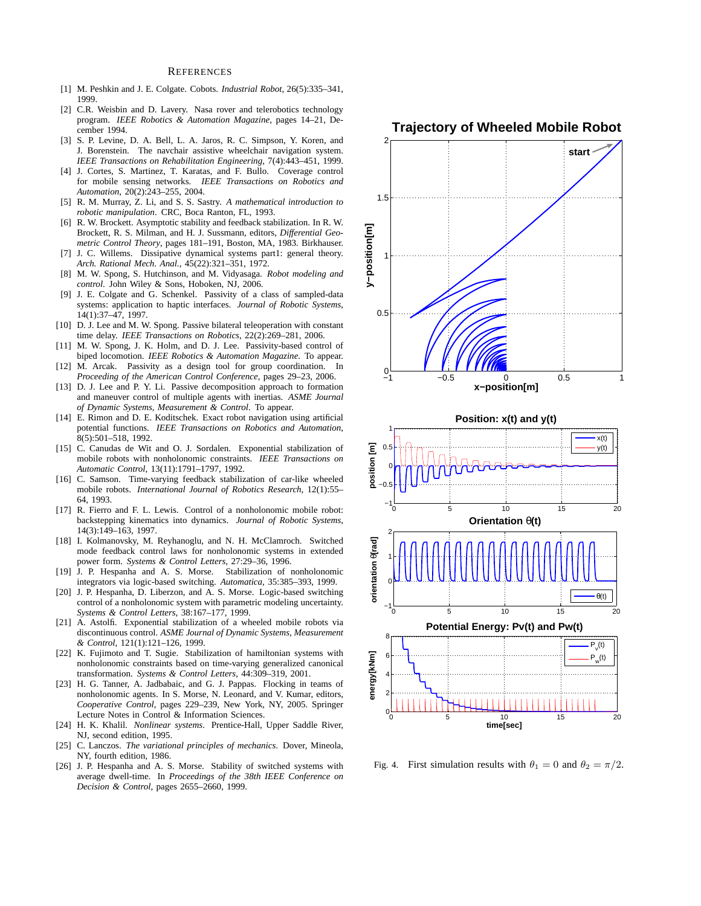## References

[1] M. Peshkin and J. E. Colgate. Cobots. *Industrial Robot*, 26(5):335–341, 1999.

[2] C.R. Weisbin and D. Lavery. Nasa rover and telerobotics technology program. *IEEE Robotics & Automation Magazine*, pages 14–21, December 1994.

[3] S. P. Levine, D. A. Bell, L. A. Jaros, R. C. Simpson, Y. Koren, and J. Borenstein. The navchair assistive wheelchair navigation system. *IEEE Transactions on Rehabilitation Engineering*, 7(4):443–451, 1999.

[4] J. Cortes, S. Martinez, T. Karatas, and F. Bullo. Coverage control for mobile sensing networks. *IEEE Transactions on Robotics and Automation*, 20(2):243–255, 2004.

[5] R. M. Murray, Z. Li, and S. S. Sastry. *A mathematical introduction to robotic manipulation*. CRC, Boca Ranton, FL, 1993.

[6] R. W. Brockett. Asymptotic stability and feedback stabilization. In R. W. Brockett, R. S. Milman, and H. J. Sussmann, editors, *Differential Geometric Control Theory*, pages 181–191, Boston, MA, 1983. Birkhauser.

[7] J. C. Willems. Dissipative dynamical systems part1: general theory. *Arch. Rational Mech. Anal.*, 45(22):321–351, 1972.

[8] M. W. Spong, S. Hutchinson, and M. Vidyasaga. *Robot modeling and control*. John Wiley & Sons, Hoboken, NJ, 2006.

[9] J. E. Colgate and G. Schenkel. Passivity of a class of sampled-data systems: application to haptic interfaces. *Journal of Robotic Systems*, 14(1):37–47, 1997.

[10] D. J. Lee and M. W. Spong. Passive bilateral teleoperation with constant time delay. *IEEE Transactions on Robotics*, 22(2):269–281, 2006.

[11] M. W. Spong, J. K. Holm, and D. J. Lee. Passivity-based control of biped locomotion. *IEEE Robotics & Automation Magazine*. To appear.

[12] M. Arcak. Passivity as a design tool for group coordination. In *Proceeding of the American Control Conference*, pages 29–23, 2006.

[13] D. J. Lee and P. Y. Li. Passive decomposition approach to formation and maneuver control of multiple agents with inertias. *ASME Journal of Dynamic Systems, Measurement & Control*. To appear.

[14] E. Rimon and D. E. Koditschek. Exact robot navigation using artificial potential functions. *IEEE Transactions on Robotics and Automation*, 8(5):501–518, 1992.

[15] C. Canudas de Wit and O. J. Sordalen. Exponential stabilization of mobile robots with nonholonomic constraints. *IEEE Transactions on Automatic Control*, 13(11):1791–1797, 1992.

[16] C. Samson. Time-varying feedback stabilization of car-like wheeled mobile robots. *International Journal of Robotics Research*, 12(1):55–64, 1993.

[17] R. Fierro and F. L. Lewis. Control of a nonholonomic mobile robot: backstepping kinematics into dynamics. *Journal of Robotic Systems*, 14(3):149–163, 1997.

[18] I. Kolmanovsky, M. Reyhanoglu, and N. H. McClamroch. Switched mode feedback control laws for nonholonomic systems in extended power form. *Systems & Control Letters*, 27:29–36, 1996.

[19] J. P. Hespanha and A. S. Morse. Stabilization of nonholonomic integrators via logic-based switching. *Automatica*, 35:385–393, 1999.

[20] J. P. Hespanha, D. Liberzon, and A. S. Morse. Logic-based switching control of a nonholonomic system with parametric modeling uncertainty. *Systems & Control Letters*, 38:167–177, 1999.

[21] A. Astolfi. Exponential stabilization of a wheeled mobile robots via discontinuous control. *ASME Journal of Dynamic Systems, Measurement & Control*, 121(1):121–126, 1999.

[22] K. Fujimoto and T. Sugie. Stabilization of hamiltonian systems with nonholonomic constraints based on time-varying generalized canonical transformation. *Systems & Control Letters*, 44:309–319, 2001.

[23] H. G. Tanner, A. Jadbabaic, and G. J. Pappas. Flocking in teams of nonholonomic agents. In S. Morse, N. Leonard, and V. Kumar, editors, *Cooperative Control*, pages 229–239, New York, NY, 2005. Springer Lecture Notes in Control & Information Sciences.

[24] H. K. Khalil. *Nonlinear systems*. Prentice-Hall, Upper Saddle River, NJ, second edition, 1995.

[25] C. Lanczos. *The variational principles of mechanics*. Dover, Mineola, NY, fourth edition, 1986.

[26] J. P. Hespanha and A. S. Morse. Stability of switched systems with average dwell-time. In *Proceedings of the 38th IEEE Conference on Decision & Control*, pages 2655–2660, 1999.

Fig. 4. First simulation results with $\theta_1 = 0$ and $\theta_2 = \pi/2$.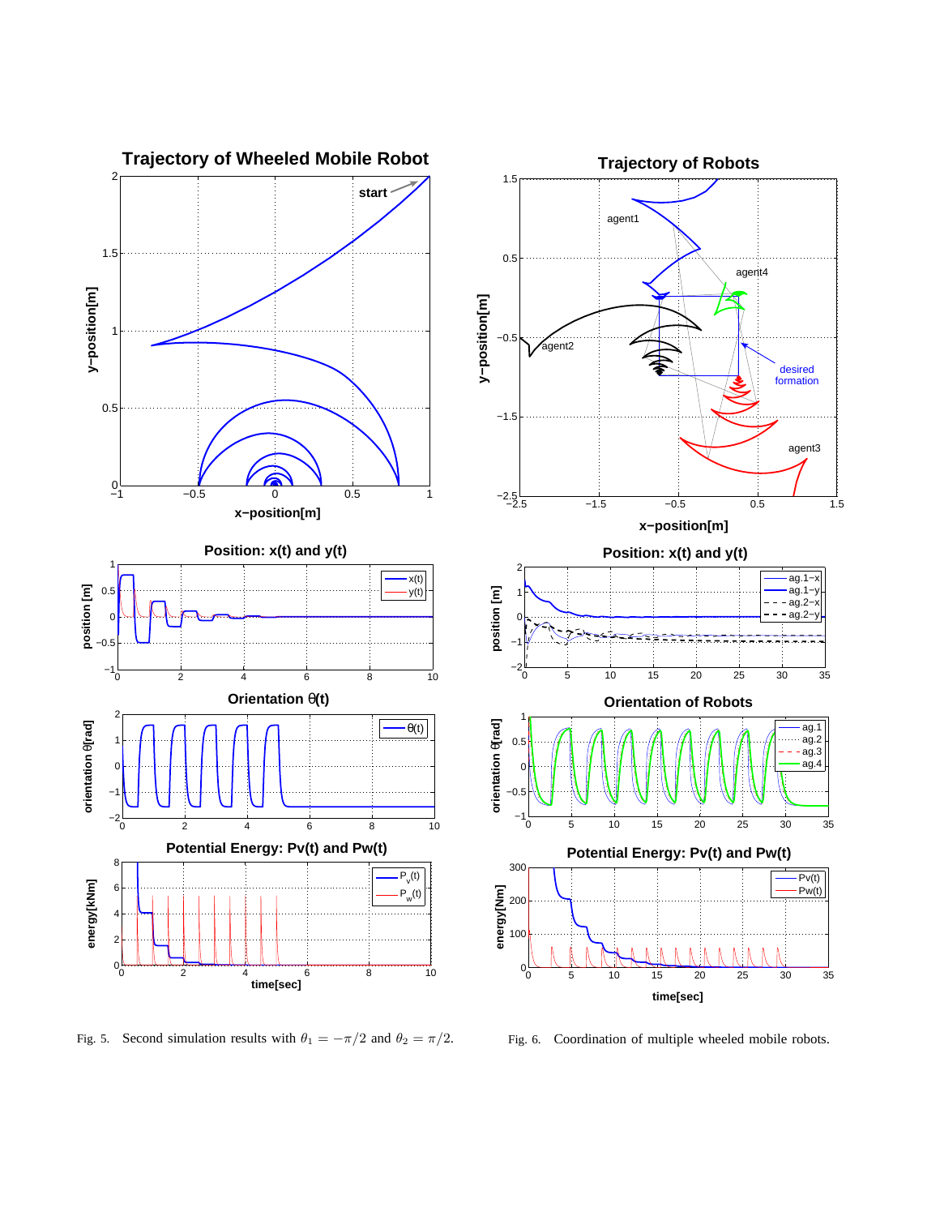Trajectory of Wheeled Mobile Robot

start

y−position[m]

x−position[m]

Position: x(t) and y(t)

position [m]

x(t)
y(t)

Orientation θ(t)

orientation θ[rad]

θ(t)

Potential Energy: Pv(t) and Pw(t)

energy[kNm]

$P_v(t)$
$P_w(t)$

time[sec]

Trajectory of Robots

agent1

agent2

agent3

agent4

desired formation

y−position[m]

x−position[m]

Position: x(t) and y(t)

position [m]

ag.1−x
ag.1−y
ag.2−x
ag.2−y

Orientation of Robots

orientation θ[rad]

ag.1
ag.2
ag.3
ag.4

Potential Energy: Pv(t) and Pw(t)

energy[Nm]

Pv(t)
Pw(t)

time[sec]

Fig. 5. Second simulation results with $\theta_1 = -\pi/2$ and $\theta_2 = \pi/2$.

Fig. 6. Coordination of multiple wheeled mobile robots.